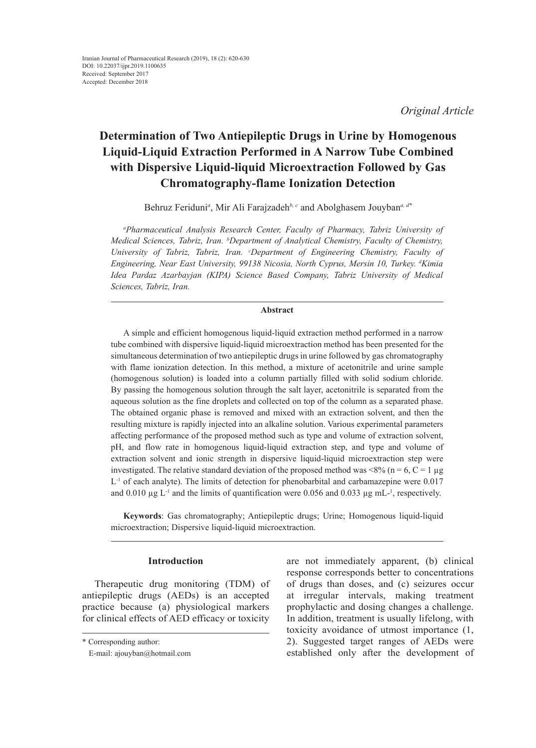*Original Article*

# Determination of Two Antiepileptic Drugs in Urine by Homogenous Liquid-Liquid Extraction Performed in A Narrow Tube Combined with Dispersive Liquid-liquid Microextraction Followed by Gas Chromatography-flame Ionization Detection

Behruz Feriduni[a], Mir Ali Farajzadeh[b, c] and Abolghasem Jouyban[a, d*]

[a]*Pharmaceutical Analysis Research Center, Faculty of Pharmacy, Tabriz University of Medical Sciences, Tabriz, Iran.* [b]*Department of Analytical Chemistry, Faculty of Chemistry, University of Tabriz, Tabriz, Iran.* [c]*Department of Engineering Chemistry, Faculty of Engineering, Near East University, 99138 Nicosia, North Cyprus, Mersin 10, Turkey.* [d]*Kimia Idea Pardaz Azarbayjan (KIPA) Science Based Company, Tabriz University of Medical Sciences, Tabriz, Iran.*

### Abstract

A simple and efficient homogenous liquid-liquid extraction method performed in a narrow tube combined with dispersive liquid-liquid microextraction method has been presented for the simultaneous determination of two antiepileptic drugs in urine followed by gas chromatography with flame ionization detection. In this method, a mixture of acetonitrile and urine sample (homogenous solution) is loaded into a column partially filled with solid sodium chloride. By passing the homogenous solution through the salt layer, acetonitrile is separated from the aqueous solution as the fine droplets and collected on top of the column as a separated phase. The obtained organic phase is removed and mixed with an extraction solvent, and then the resulting mixture is rapidly injected into an alkaline solution. Various experimental parameters affecting performance of the proposed method such as type and volume of extraction solvent, pH, and flow rate in homogenous liquid-liquid extraction step, and type and volume of extraction solvent and ionic strength in dispersive liquid-liquid microextraction step were investigated. The relative standard deviation of the proposed method was <8% (n = 6, C = 1 µg $L^{-1}$ of each analyte). The limits of detection for phenobarbital and carbamazepine were 0.017 and 0.010 µg $L^{-1}$ and the limits of quantification were 0.056 and 0.033 µg mL-$^{1}$, respectively.

**Keywords**: Gas chromatography; Antiepileptic drugs; Urine; Homogenous liquid-liquid microextraction; Dispersive liquid-liquid microextraction.

## Introduction

Therapeutic drug monitoring (TDM) of antiepileptic drugs (AEDs) is an accepted practice because (a) physiological markers for clinical effects of AED efficacy or toxicity are not immediately apparent, (b) clinical response corresponds better to concentrations of drugs than doses, and (c) seizures occur at irregular intervals, making treatment prophylactic and dosing changes a challenge. In addition, treatment is usually lifelong, with toxicity avoidance of utmost importance (1, 2). Suggested target ranges of AEDs were established only after the development of

\* Corresponding author:
E-mail: ajouyban@hotmail.com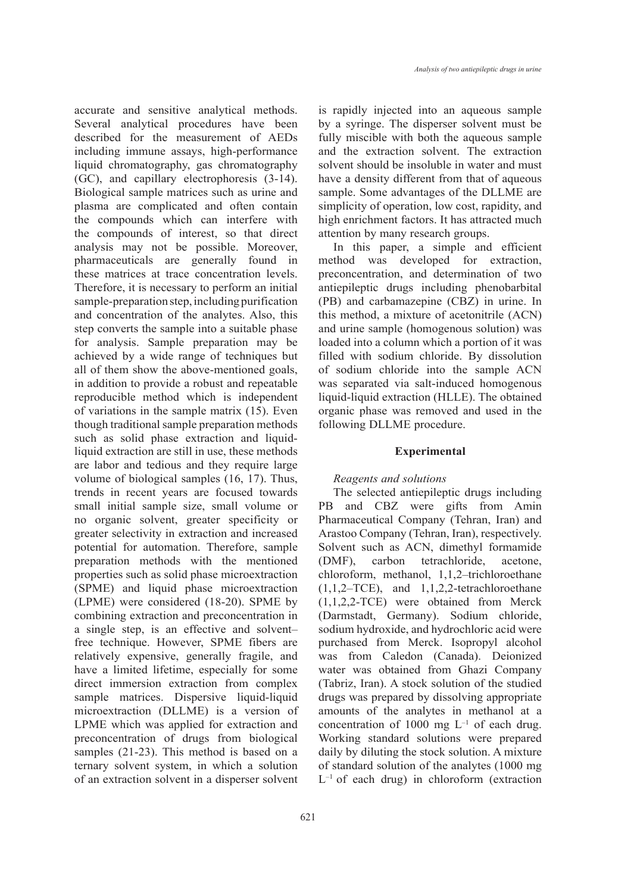accurate and sensitive analytical methods. Several analytical procedures have been described for the measurement of AEDs including immune assays, high-performance liquid chromatography, gas chromatography (GC), and capillary electrophoresis (3-14). Biological sample matrices such as urine and plasma are complicated and often contain the compounds which can interfere with the compounds of interest, so that direct analysis may not be possible. Moreover, pharmaceuticals are generally found in these matrices at trace concentration levels. Therefore, it is necessary to perform an initial sample-preparation step, including purification and concentration of the analytes. Also, this step converts the sample into a suitable phase for analysis. Sample preparation may be achieved by a wide range of techniques but all of them show the above-mentioned goals, in addition to provide a robust and repeatable reproducible method which is independent of variations in the sample matrix (15). Even though traditional sample preparation methods such as solid phase extraction and liquid-liquid extraction are still in use, these methods are labor and tedious and they require large volume of biological samples (16, 17). Thus, trends in recent years are focused towards small initial sample size, small volume or no organic solvent, greater specificity or greater selectivity in extraction and increased potential for automation. Therefore, sample preparation methods with the mentioned properties such as solid phase microextraction (SPME) and liquid phase microextraction (LPME) were considered (18-20). SPME by combining extraction and preconcentration in a single step, is an effective and solvent–free technique. However, SPME fibers are relatively expensive, generally fragile, and have a limited lifetime, especially for some direct immersion extraction from complex sample matrices. Dispersive liquid-liquid microextraction (DLLME) is a version of LPME which was applied for extraction and preconcentration of drugs from biological samples (21-23). This method is based on a ternary solvent system, in which a solution of an extraction solvent in a disperser solvent is rapidly injected into an aqueous sample by a syringe. The disperser solvent must be fully miscible with both the aqueous sample and the extraction solvent. The extraction solvent should be insoluble in water and must have a density different from that of aqueous sample. Some advantages of the DLLME are simplicity of operation, low cost, rapidity, and high enrichment factors. It has attracted much attention by many research groups.

In this paper, a simple and efficient method was developed for extraction, preconcentration, and determination of two antiepileptic drugs including phenobarbital (PB) and carbamazepine (CBZ) in urine. In this method, a mixture of acetonitrile (ACN) and urine sample (homogenous solution) was loaded into a column which a portion of it was filled with sodium chloride. By dissolution of sodium chloride into the sample ACN was separated via salt-induced homogenous liquid-liquid extraction (HLLE). The obtained organic phase was removed and used in the following DLLME procedure.

## Experimental

### *Reagents and solutions*

The selected antiepileptic drugs including PB and CBZ were gifts from Amin Pharmaceutical Company (Tehran, Iran) and Arastoo Company (Tehran, Iran), respectively. Solvent such as ACN, dimethyl formamide (DMF), carbon tetrachloride, acetone, chloroform, methanol, 1,1,2–trichloroethane (1,1,2–TCE), and 1,1,2,2-tetrachloroethane (1,1,2,2-TCE) were obtained from Merck (Darmstadt, Germany). Sodium chloride, sodium hydroxide, and hydrochloric acid were purchased from Merck. Isopropyl alcohol was from Caledon (Canada). Deionized water was obtained from Ghazi Company (Tabriz, Iran). A stock solution of the studied drugs was prepared by dissolving appropriate amounts of the analytes in methanol at a concentration of 1000 mg $L^{-1}$ of each drug. Working standard solutions were prepared daily by diluting the stock solution. A mixture of standard solution of the analytes (1000 mg $L^{-1}$ of each drug) in chloroform (extraction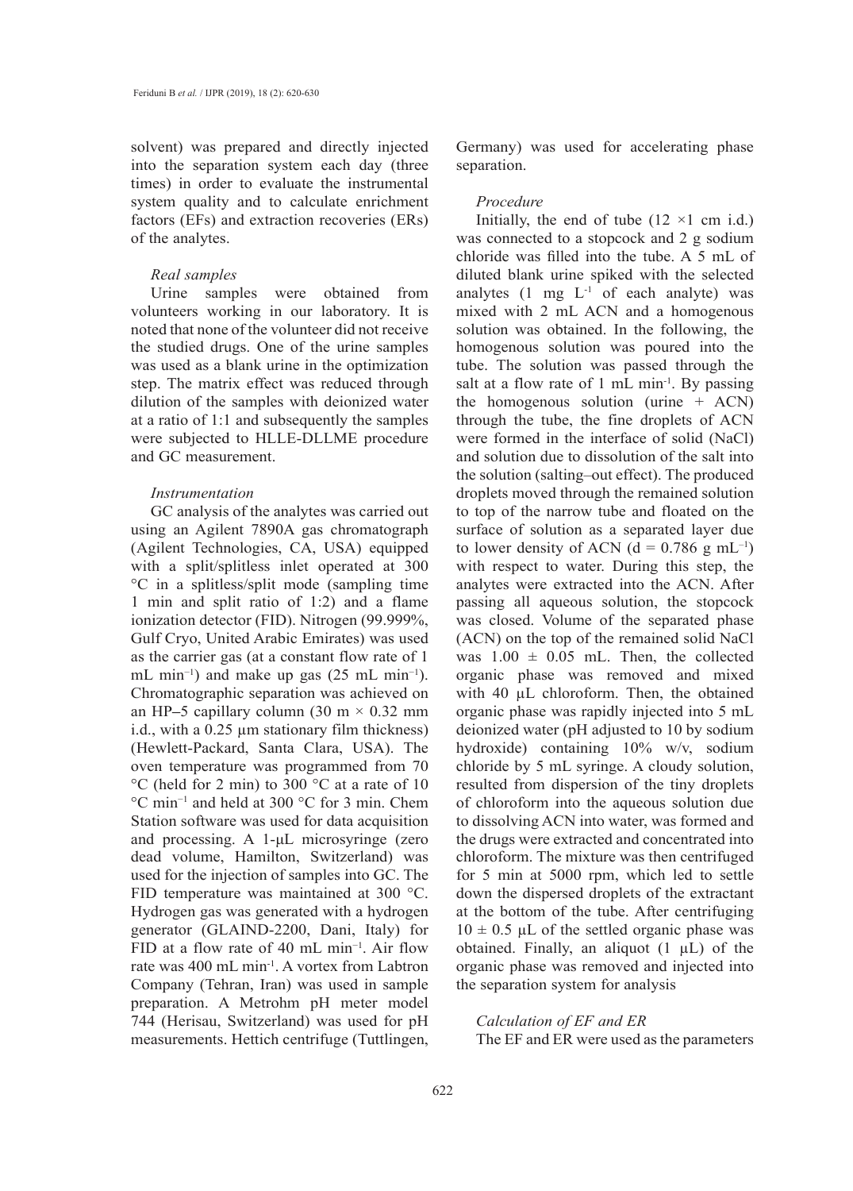solvent) was prepared and directly injected into the separation system each day (three times) in order to evaluate the instrumental system quality and to calculate enrichment factors (EFs) and extraction recoveries (ERs) of the analytes.

### *Real samples*

Urine samples were obtained from volunteers working in our laboratory. It is noted that none of the volunteer did not receive the studied drugs. One of the urine samples was used as a blank urine in the optimization step. The matrix effect was reduced through dilution of the samples with deionized water at a ratio of 1:1 and subsequently the samples were subjected to HLLE-DLLME procedure and GC measurement.

### *Instrumentation*

GC analysis of the analytes was carried out using an Agilent 7890A gas chromatograph (Agilent Technologies, CA, USA) equipped with a split/splitless inlet operated at 300 °C in a splitless/split mode (sampling time 1 min and split ratio of 1:2) and a flame ionization detector (FID). Nitrogen (99.999%, Gulf Cryo, United Arabic Emirates) was used as the carrier gas (at a constant flow rate of 1 mL $min^{-1}$) and make up gas (25 mL $min^{-1}$). Chromatographic separation was achieved on an HP–5 capillary column (30 m × 0.32 mm i.d., with a 0.25 µm stationary film thickness) (Hewlett-Packard, Santa Clara, USA). The oven temperature was programmed from 70 °C (held for 2 min) to 300 °C at a rate of 10 °C $min^{-1}$ and held at 300 °C for 3 min. Chem Station software was used for data acquisition and processing. A 1-µL microsyringe (zero dead volume, Hamilton, Switzerland) was used for the injection of samples into GC. The FID temperature was maintained at 300 °C. Hydrogen gas was generated with a hydrogen generator (GLAIND-2200, Dani, Italy) for FID at a flow rate of 40 mL $min^{-1}$. Air flow rate was 400 mL $min^{-1}$. A vortex from Labtron Company (Tehran, Iran) was used in sample preparation. A Metrohm pH meter model 744 (Herisau, Switzerland) was used for pH measurements. Hettich centrifuge (Tuttlingen, Germany) was used for accelerating phase separation.

### *Procedure*

Initially, the end of tube (12 ×1 cm i.d.) was connected to a stopcock and 2 g sodium chloride was filled into the tube. A 5 mL of diluted blank urine spiked with the selected analytes (1 mg $L^{-1}$ of each analyte) was mixed with 2 mL ACN and a homogenous solution was obtained. In the following, the homogenous solution was poured into the tube. The solution was passed through the salt at a flow rate of 1 mL $min^{-1}$. By passing the homogenous solution (urine + ACN) through the tube, the fine droplets of ACN were formed in the interface of solid (NaCl) and solution due to dissolution of the salt into the solution (salting–out effect). The produced droplets moved through the remained solution to top of the narrow tube and floated on the surface of solution as a separated layer due to lower density of ACN (d = 0.786 g $mL^{-1}$) with respect to water. During this step, the analytes were extracted into the ACN. After passing all aqueous solution, the stopcock was closed. Volume of the separated phase (ACN) on the top of the remained solid NaCl was 1.00 ± 0.05 mL. Then, the collected organic phase was removed and mixed with 40 µL chloroform. Then, the obtained organic phase was rapidly injected into 5 mL deionized water (pH adjusted to 10 by sodium hydroxide) containing 10% w/v, sodium chloride by 5 mL syringe. A cloudy solution, resulted from dispersion of the tiny droplets of chloroform into the aqueous solution due to dissolving ACN into water, was formed and the drugs were extracted and concentrated into chloroform. The mixture was then centrifuged for 5 min at 5000 rpm, which led to settle down the dispersed droplets of the extractant at the bottom of the tube. After centrifuging 10 ± 0.5 µL of the settled organic phase was obtained. Finally, an aliquot (1 µL) of the organic phase was removed and injected into the separation system for analysis

### *Calculation of EF and ER*

The EF and ER were used as the parameters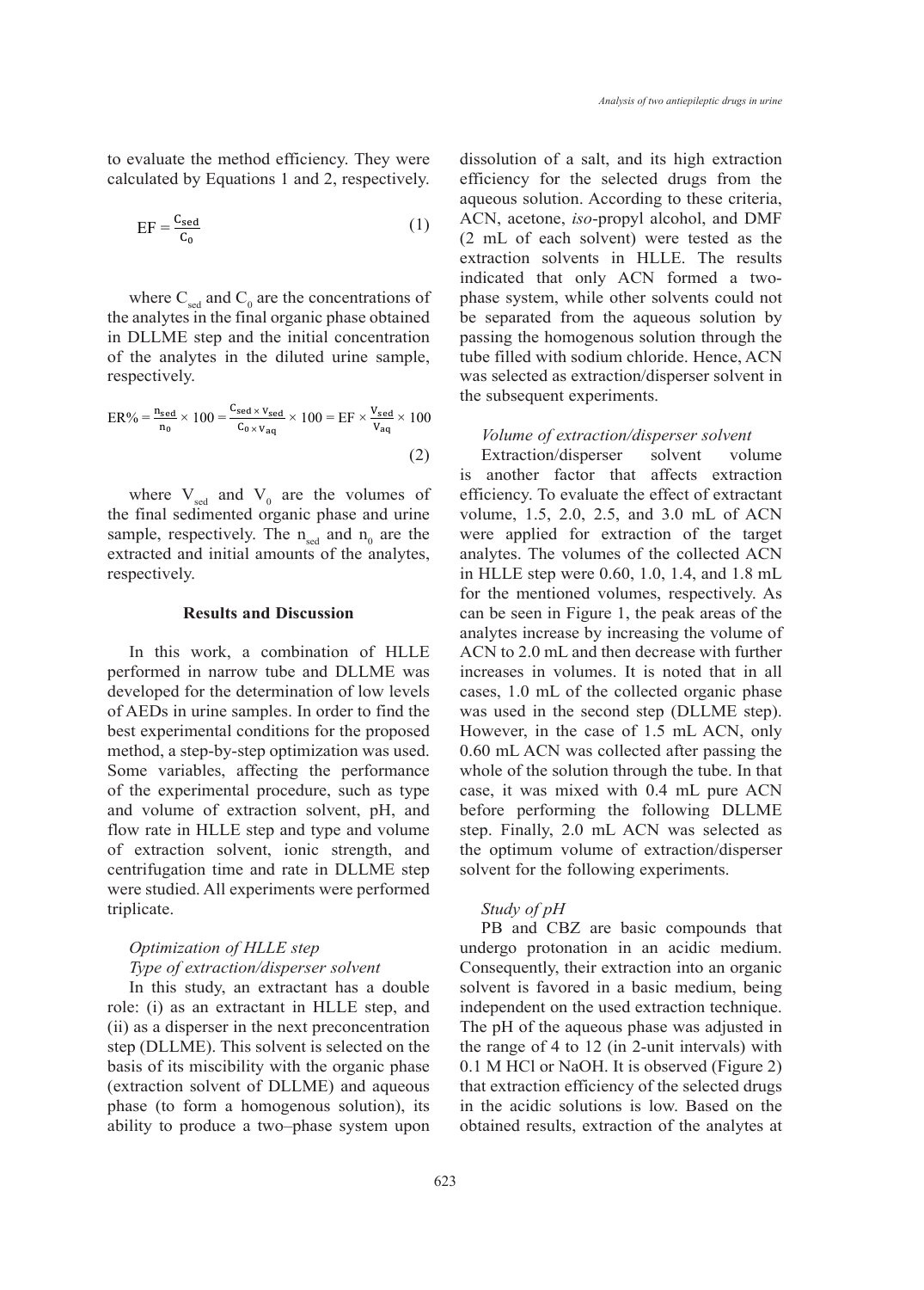to evaluate the method efficiency. They were calculated by Equations 1 and 2, respectively.

$$EF = \frac{C_{sed}}{C_0} \quad (1)$$

where $C_{sed}$ and $C_0$ are the concentrations of the analytes in the final organic phase obtained in DLLME step and the initial concentration of the analytes in the diluted urine sample, respectively.

$$ER\% = \frac{n_{sed}}{n_0} \times 100 = \frac{C_{sed} \times V_{sed}}{C_0 \times V_{aq}} \times 100 = EF \times \frac{V_{sed}}{V_{aq}} \times 100 \quad (2)$$

where $V_{sed}$ and $V_0$ are the volumes of the final sedimented organic phase and urine sample, respectively. The $n_{sed}$ and $n_0$ are the extracted and initial amounts of the analytes, respectively.

## Results and Discussion

In this work, a combination of HLLE performed in narrow tube and DLLME was developed for the determination of low levels of AEDs in urine samples. In order to find the best experimental conditions for the proposed method, a step-by-step optimization was used. Some variables, affecting the performance of the experimental procedure, such as type and volume of extraction solvent, pH, and flow rate in HLLE step and type and volume of extraction solvent, ionic strength, and centrifugation time and rate in DLLME step were studied. All experiments were performed triplicate.

### *Optimization of HLLE step*

#### *Type of extraction/disperser solvent*

In this study, an extractant has a double role: (i) as an extractant in HLLE step, and (ii) as a disperser in the next preconcentration step (DLLME). This solvent is selected on the basis of its miscibility with the organic phase (extraction solvent of DLLME) and aqueous phase (to form a homogenous solution), its ability to produce a two–phase system upon dissolution of a salt, and its high extraction efficiency for the selected drugs from the aqueous solution. According to these criteria, ACN, acetone, *iso*-propyl alcohol, and DMF (2 mL of each solvent) were tested as the extraction solvents in HLLE. The results indicated that only ACN formed a two-phase system, while other solvents could not be separated from the aqueous solution by passing the homogenous solution through the tube filled with sodium chloride. Hence, ACN was selected as extraction/disperser solvent in the subsequent experiments.

#### *Volume of extraction/disperser solvent*

Extraction/disperser solvent volume is another factor that affects extraction efficiency. To evaluate the effect of extractant volume, 1.5, 2.0, 2.5, and 3.0 mL of ACN were applied for extraction of the target analytes. The volumes of the collected ACN in HLLE step were 0.60, 1.0, 1.4, and 1.8 mL for the mentioned volumes, respectively. As can be seen in Figure 1, the peak areas of the analytes increase by increasing the volume of ACN to 2.0 mL and then decrease with further increases in volumes. It is noted that in all cases, 1.0 mL of the collected organic phase was used in the second step (DLLME step). However, in the case of 1.5 mL ACN, only 0.60 mL ACN was collected after passing the whole of the solution through the tube. In that case, it was mixed with 0.4 mL pure ACN before performing the following DLLME step. Finally, 2.0 mL ACN was selected as the optimum volume of extraction/disperser solvent for the following experiments.

#### *Study of pH*

PB and CBZ are basic compounds that undergo protonation in an acidic medium. Consequently, their extraction into an organic solvent is favored in a basic medium, being independent on the used extraction technique. The pH of the aqueous phase was adjusted in the range of 4 to 12 (in 2-unit intervals) with 0.1 M HCl or NaOH. It is observed (Figure 2) that extraction efficiency of the selected drugs in the acidic solutions is low. Based on the obtained results, extraction of the analytes at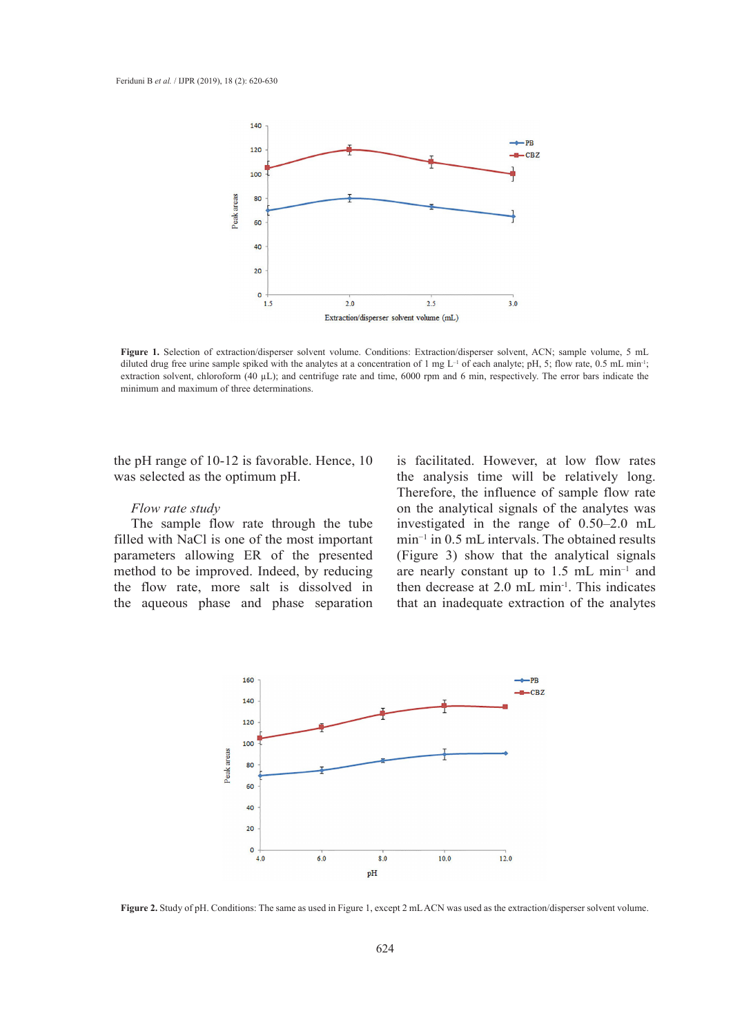**Figure 1.** Selection of extraction/disperser solvent volume. Conditions: Extraction/disperser solvent, ACN; sample volume, 5 mL diluted drug free urine sample spiked with the analytes at a concentration of 1 mg L$^{-1}$ of each analyte; pH, 5; flow rate, 0.5 mL min$^{-1}$; extraction solvent, chloroform (40 µL); and centrifuge rate and time, 6000 rpm and 6 min, respectively. The error bars indicate the minimum and maximum of three determinations.

the pH range of 10-12 is favorable. Hence, 10 was selected as the optimum pH.

*Flow rate study*

The sample flow rate through the tube filled with NaCl is one of the most important parameters allowing ER of the presented method to be improved. Indeed, by reducing the flow rate, more salt is dissolved in the aqueous phase and phase separation is facilitated. However, at low flow rates the analysis time will be relatively long. Therefore, the influence of sample flow rate on the analytical signals of the analytes was investigated in the range of 0.50–2.0 mL min$^{-1}$ in 0.5 mL intervals. The obtained results (Figure 3) show that the analytical signals are nearly constant up to 1.5 mL min$^{-1}$ and then decrease at 2.0 mL min$^{-1}$. This indicates that an inadequate extraction of the analytes

**Figure 2.** Study of pH. Conditions: The same as used in Figure 1, except 2 mL ACN was used as the extraction/disperser solvent volume.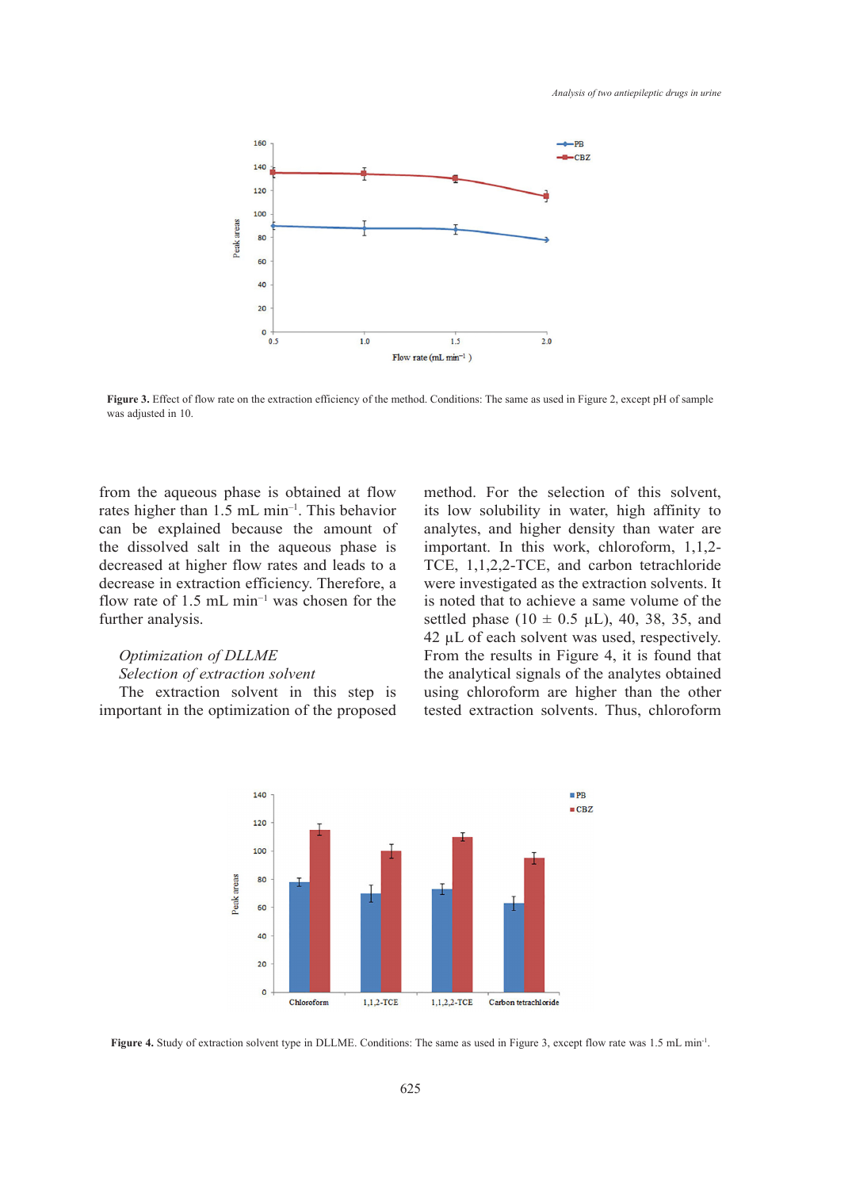Figure 3. Effect of flow rate on the extraction efficiency of the method. Conditions: The same as used in Figure 2, except pH of sample was adjusted in 10.

from the aqueous phase is obtained at flow rates higher than 1.5 mL min$^{-1}$. This behavior can be explained because the amount of the dissolved salt in the aqueous phase is decreased at higher flow rates and leads to a decrease in extraction efficiency. Therefore, a flow rate of 1.5 mL min$^{-1}$ was chosen for the further analysis.

*Optimization of DLLME*

*Selection of extraction solvent*

The extraction solvent in this step is important in the optimization of the proposed method. For the selection of this solvent, its low solubility in water, high affinity to analytes, and higher density than water are important. In this work, chloroform, 1,1,2-TCE, 1,1,2,2-TCE, and carbon tetrachloride were investigated as the extraction solvents. It is noted that to achieve a same volume of the settled phase (10 ± 0.5 µL), 40, 38, 35, and 42 µL of each solvent was used, respectively. From the results in Figure 4, it is found that the analytical signals of the analytes obtained using chloroform are higher than the other tested extraction solvents. Thus, chloroform

Figure 4. Study of extraction solvent type in DLLME. Conditions: The same as used in Figure 3, except flow rate was 1.5 mL min$^{-1}$.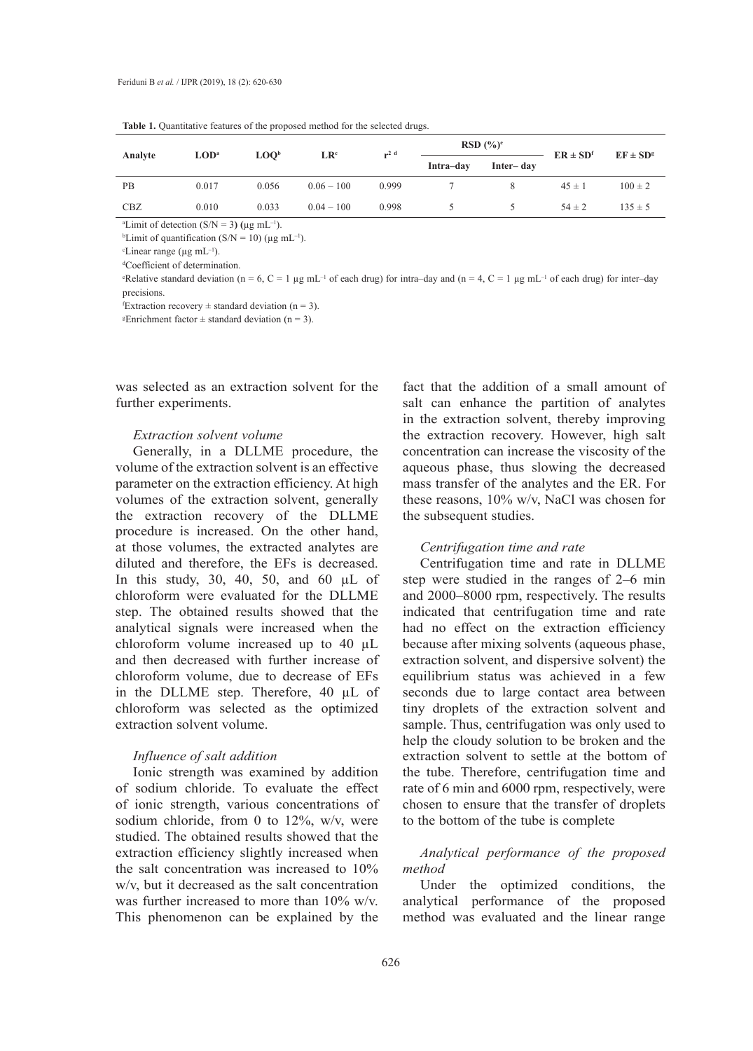**Table 1.** Quantitative features of the proposed method for the selected drugs.

| Analyte | LOD[a] | LOQ[b] | LR[c] | $r^{2}$ [d] | RSD (%)[e] | | ER ± SD[f] | EF ± SD[g] |
|---|---|---|---|---|---|---|---|---|
| | | | | | Intra–day | Inter– day | | |
| PB | 0.017 | 0.056 | 0.06 – 100 | 0.999 | 7 | 8 | 45 ± 1 | 100 ± 2 |
| CBZ | 0.010 | 0.033 | 0.04 – 100 | 0.998 | 5 | 5 | 54 ± 2 | 135 ± 5 |

[a]Limit of detection (S/N = 3) (μg $mL^{-1}$).

[b]Limit of quantification (S/N = 10) (μg $mL^{-1}$).

[c]Linear range (μg $mL^{-1}$).

[d]Coefficient of determination.

[e]Relative standard deviation (n = 6, C = 1 μg $mL^{-1}$ of each drug) for intra–day and (n = 4, C = 1 μg $mL^{-1}$ of each drug) for inter–day precisions.

[f]Extraction recovery ± standard deviation (n = 3).

[g]Enrichment factor ± standard deviation (n = 3).

was selected as an extraction solvent for the further experiments.

### *Extraction solvent volume*

Generally, in a DLLME procedure, the volume of the extraction solvent is an effective parameter on the extraction efficiency. At high volumes of the extraction solvent, generally the extraction recovery of the DLLME procedure is increased. On the other hand, at those volumes, the extracted analytes are diluted and therefore, the EFs is decreased. In this study, 30, 40, 50, and 60 μL of chloroform were evaluated for the DLLME step. The obtained results showed that the analytical signals were increased when the chloroform volume increased up to 40 μL and then decreased with further increase of chloroform volume, due to decrease of EFs in the DLLME step. Therefore, 40 μL of chloroform was selected as the optimized extraction solvent volume.

### *Influence of salt addition*

Ionic strength was examined by addition of sodium chloride. To evaluate the effect of ionic strength, various concentrations of sodium chloride, from 0 to 12%, w/v, were studied. The obtained results showed that the extraction efficiency slightly increased when the salt concentration was increased to 10% w/v, but it decreased as the salt concentration was further increased to more than 10% w/v. This phenomenon can be explained by the fact that the addition of a small amount of salt can enhance the partition of analytes in the extraction solvent, thereby improving the extraction recovery. However, high salt concentration can increase the viscosity of the aqueous phase, thus slowing the decreased mass transfer of the analytes and the ER. For these reasons, 10% w/v, NaCl was chosen for the subsequent studies.

### *Centrifugation time and rate*

Centrifugation time and rate in DLLME step were studied in the ranges of 2–6 min and 2000–8000 rpm, respectively. The results indicated that centrifugation time and rate had no effect on the extraction efficiency because after mixing solvents (aqueous phase, extraction solvent, and dispersive solvent) the equilibrium status was achieved in a few seconds due to large contact area between tiny droplets of the extraction solvent and sample. Thus, centrifugation was only used to help the cloudy solution to be broken and the extraction solvent to settle at the bottom of the tube. Therefore, centrifugation time and rate of 6 min and 6000 rpm, respectively, were chosen to ensure that the transfer of droplets to the bottom of the tube is complete

### *Analytical performance of the proposed method*

Under the optimized conditions, the analytical performance of the proposed method was evaluated and the linear range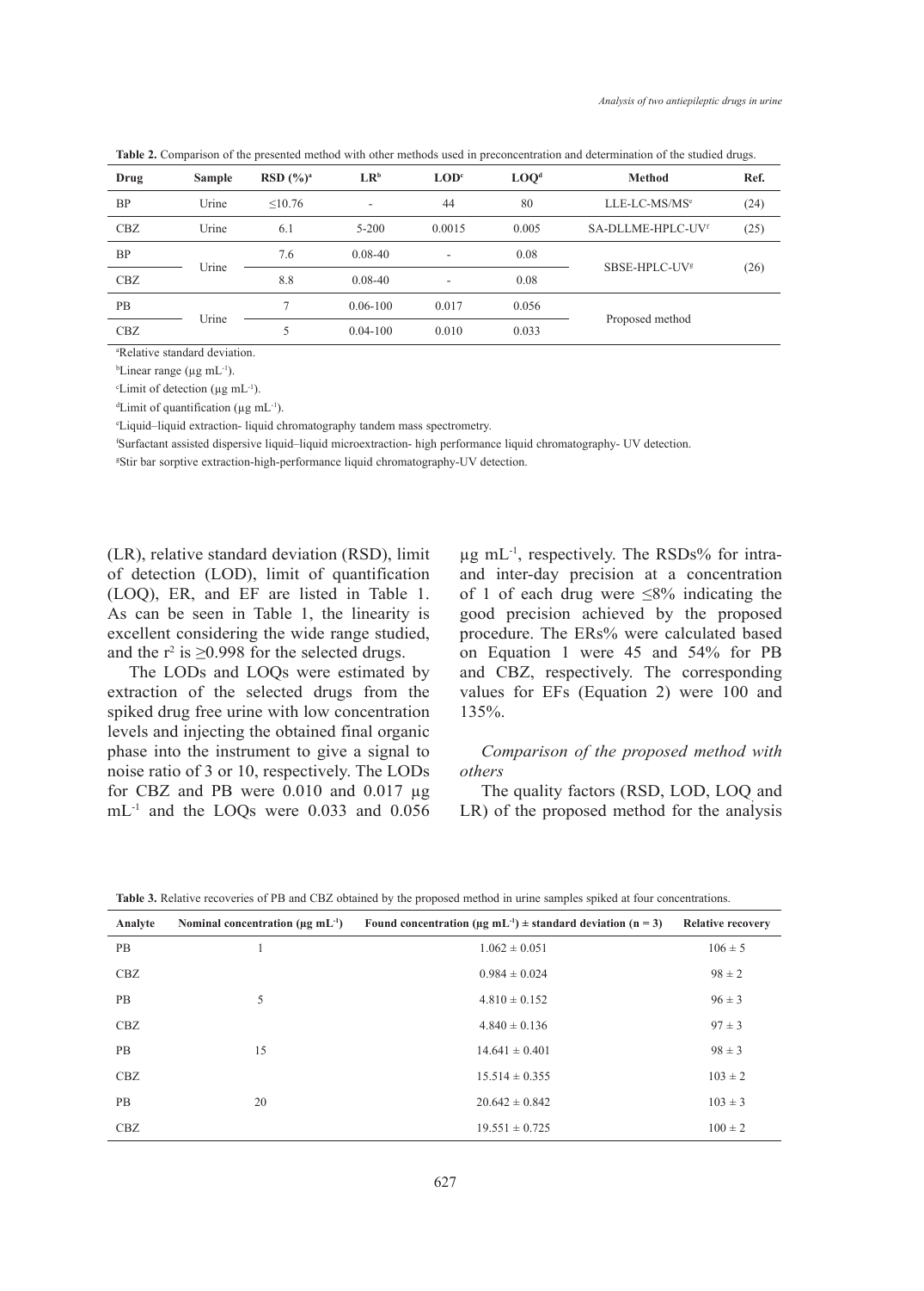**Table 2.** Comparison of the presented method with other methods used in preconcentration and determination of the studied drugs.

| Drug | Sample | RSD (%)[a] | LR[b] | LOD[c] | LOQ[d] | Method | Ref. |
|---|---|---|---|---|---|---|---|
| BP | Urine | ≤10.76 | - | 44 | 80 | LLE-LC-MS/MS[e] | (24) |
| CBZ | Urine | 6.1 | 5-200 | 0.0015 | 0.005 | SA-DLLME-HPLC-UV[f] | (25) |
| BP | Urine | 7.6 | 0.08-40 | - | 0.08 | SBSE-HPLC-UV[g] | (26) |
| CBZ | | 8.8 | 0.08-40 | - | 0.08 | | |
| PB | Urine | 7 | 0.06-100 | 0.017 | 0.056 | Proposed method | |
| CBZ | | 5 | 0.04-100 | 0.010 | 0.033 | | |

[a]Relative standard deviation.

[b]Linear range (μg mL$^{-1}$).

[c]Limit of detection (μg mL$^{-1}$).

[d]Limit of quantification (μg mL$^{-1}$).

[e]Liquid–liquid extraction- liquid chromatography tandem mass spectrometry.

[f]Surfactant assisted dispersive liquid–liquid microextraction- high performance liquid chromatography- UV detection.

[g]Stir bar sorptive extraction-high-performance liquid chromatography-UV detection.

(LR), relative standard deviation (RSD), limit of detection (LOD), limit of quantification (LOQ), ER, and EF are listed in Table 1. As can be seen in Table 1, the linearity is excellent considering the wide range studied, and the $r^2$ is ≥0.998 for the selected drugs.

The LODs and LOQs were estimated by extraction of the selected drugs from the spiked drug free urine with low concentration levels and injecting the obtained final organic phase into the instrument to give a signal to noise ratio of 3 or 10, respectively. The LODs for CBZ and PB were 0.010 and 0.017 μg mL$^{-1}$ and the LOQs were 0.033 and 0.056 μg mL$^{-1}$, respectively. The RSDs% for intra- and inter-day precision at a concentration of 1 of each drug were ≤8% indicating the good precision achieved by the proposed procedure. The ERs% were calculated based on Equation 1 were 45 and 54% for PB and CBZ, respectively. The corresponding values for EFs (Equation 2) were 100 and 135%.

*Comparison of the proposed method with others*

The quality factors (RSD, LOD, LOQ and LR) of the proposed method for the analysis

**Table 3.** Relative recoveries of PB and CBZ obtained by the proposed method in urine samples spiked at four concentrations.

| Analyte | Nominal concentration (μg mL$^{-1}$) | Found concentration (μg mL$^{-1}$) ± standard deviation (n = 3) | Relative recovery |
|---|---|---|---|
| PB | 1 | 1.062 ± 0.051 | 106 ± 5 |
| CBZ | | 0.984 ± 0.024 | 98 ± 2 |
| PB | 5 | 4.810 ± 0.152 | 96 ± 3 |
| CBZ | | 4.840 ± 0.136 | 97 ± 3 |
| PB | 15 | 14.641 ± 0.401 | 98 ± 3 |
| CBZ | | 15.514 ± 0.355 | 103 ± 2 |
| PB | 20 | 20.642 ± 0.842 | 103 ± 3 |
| CBZ | | 19.551 ± 0.725 | 100 ± 2 |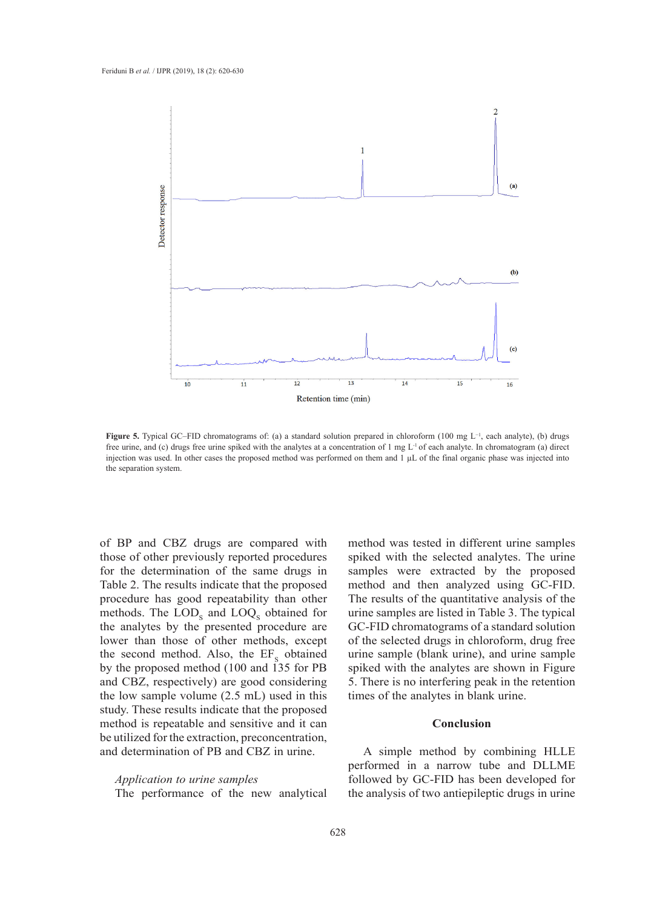**Figure 5.** Typical GC–FID chromatograms of: (a) a standard solution prepared in chloroform (100 mg $L^{-1}$, each analyte), (b) drugs free urine, and (c) drugs free urine spiked with the analytes at a concentration of 1 mg $L^{-1}$ of each analyte. In chromatogram (a) direct injection was used. In other cases the proposed method was performed on them and 1 µL of the final organic phase was injected into the separation system.

of BP and CBZ drugs are compared with those of other previously reported procedures for the determination of the same drugs in Table 2. The results indicate that the proposed procedure has good repeatability than other methods. The $LOD_S$ and $LOQ_S$ obtained for the analytes by the presented procedure are lower than those of other methods, except the second method. Also, the $EF_S$ obtained by the proposed method (100 and 135 for PB and CBZ, respectively) are good considering the low sample volume (2.5 mL) used in this study. These results indicate that the proposed method is repeatable and sensitive and it can be utilized for the extraction, preconcentration, and determination of PB and CBZ in urine.

*Application to urine samples*

The performance of the new analytical method was tested in different urine samples spiked with the selected analytes. The urine samples were extracted by the proposed method and then analyzed using GC-FID. The results of the quantitative analysis of the urine samples are listed in Table 3. The typical GC-FID chromatograms of a standard solution of the selected drugs in chloroform, drug free urine sample (blank urine), and urine sample spiked with the analytes are shown in Figure 5. There is no interfering peak in the retention times of the analytes in blank urine.

## Conclusion

A simple method by combining HLLE performed in a narrow tube and DLLME followed by GC-FID has been developed for the analysis of two antiepileptic drugs in urine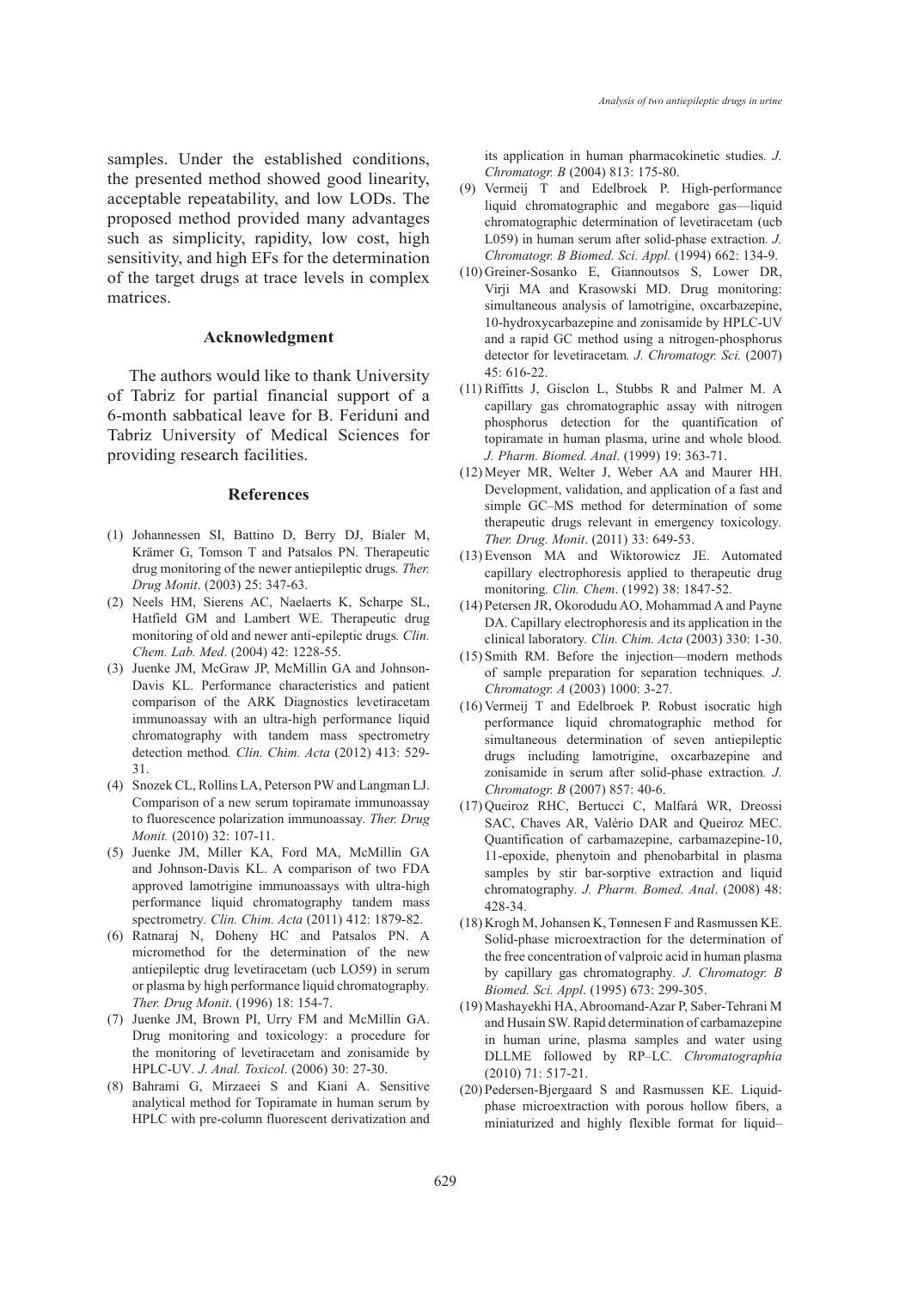samples. Under the established conditions, the presented method showed good linearity, acceptable repeatability, and low LODs. The proposed method provided many advantages such as simplicity, rapidity, low cost, high sensitivity, and high EFs for the determination of the target drugs at trace levels in complex matrices.

## Acknowledgment

The authors would like to thank University of Tabriz for partial financial support of a 6-month sabbatical leave for B. Feriduni and Tabriz University of Medical Sciences for providing research facilities.

## References

(1) Johannessen SI, Battino D, Berry DJ, Bialer M, Krämer G, Tomson T and Patsalos PN. Therapeutic drug monitoring of the newer antiepileptic drugs. *Ther. Drug Monit*. (2003) 25: 347-63.

(2) Neels HM, Sierens AC, Naelaerts K, Scharpe SL, Hatfield GM and Lambert WE. Therapeutic drug monitoring of old and newer anti-epileptic drugs. *Clin. Chem. Lab. Med*. (2004) 42: 1228-55.

(3) Juenke JM, McGraw JP, McMillin GA and Johnson-Davis KL. Performance characteristics and patient comparison of the ARK Diagnostics levetiracetam immunoassay with an ultra-high performance liquid chromatography with tandem mass spectrometry detection method. *Clin. Chim. Acta* (2012) 413: 529-31.

(4) Snozek CL, Rollins LA, Peterson PW and Langman LJ. Comparison of a new serum topiramate immunoassay to fluorescence polarization immunoassay. *Ther. Drug Monit.* (2010) 32: 107-11.

(5) Juenke JM, Miller KA, Ford MA, McMillin GA and Johnson-Davis KL. A comparison of two FDA approved lamotrigine immunoassays with ultra-high performance liquid chromatography tandem mass spectrometry. *Clin. Chim. Acta* (2011) 412: 1879-82.

(6) Ratnaraj N, Doheny HC and Patsalos PN. A micromethod for the determination of the new antiepileptic drug levetiracetam (ucb LO59) in serum or plasma by high performance liquid chromatography. *Ther. Drug Monit*. (1996) 18: 154-7.

(7) Juenke JM, Brown PI, Urry FM and McMillin GA. Drug monitoring and toxicology: a procedure for the monitoring of levetiracetam and zonisamide by HPLC-UV. *J. Anal. Toxicol*. (2006) 30: 27-30.

(8) Bahrami G, Mirzaeei S and Kiani A. Sensitive analytical method for Topiramate in human serum by HPLC with pre-column fluorescent derivatization and its application in human pharmacokinetic studies. *J. Chromatogr. B* (2004) 813: 175-80.

(9) Vermeij T and Edelbroek P. High-performance liquid chromatographic and megabore gas—liquid chromatographic determination of levetiracetam (ucb L059) in human serum after solid-phase extraction. *J. Chromatogr. B Biomed. Sci. Appl.* (1994) 662: 134-9.

(10) Greiner-Sosanko E, Giannoutsos S, Lower DR, Virji MA and Krasowski MD. Drug monitoring: simultaneous analysis of lamotrigine, oxcarbazepine, 10-hydroxycarbazepine and zonisamide by HPLC-UV and a rapid GC method using a nitrogen-phosphorus detector for levetiracetam. *J. Chromatogr. Sci.* (2007) 45: 616-22.

(11) Riffitts J, Gisclon L, Stubbs R and Palmer M. A capillary gas chromatographic assay with nitrogen phosphorus detection for the quantification of topiramate in human plasma, urine and whole blood. *J. Pharm. Biomed. Anal*. (1999) 19: 363-71.

(12) Meyer MR, Welter J, Weber AA and Maurer HH. Development, validation, and application of a fast and simple GC–MS method for determination of some therapeutic drugs relevant in emergency toxicology. *Ther. Drug. Monit*. (2011) 33: 649-53.

(13) Evenson MA and Wiktorowicz JE. Automated capillary electrophoresis applied to therapeutic drug monitoring. *Clin. Chem*. (1992) 38: 1847-52.

(14) Petersen JR, Okorodudu AO, Mohammad A and Payne DA. Capillary electrophoresis and its application in the clinical laboratory. *Clin. Chim. Acta* (2003) 330: 1-30.

(15) Smith RM. Before the injection—modern methods of sample preparation for separation techniques. *J. Chromatogr. A* (2003) 1000: 3-27.

(16) Vermeij T and Edelbroek P. Robust isocratic high performance liquid chromatographic method for simultaneous determination of seven antiepileptic drugs including lamotrigine, oxcarbazepine and zonisamide in serum after solid-phase extraction. *J. Chromatogr. B* (2007) 857: 40-6.

(17) Queiroz RHC, Bertucci C, Malfará WR, Dreossi SAC, Chaves AR, Valério DAR and Queiroz MEC. Quantification of carbamazepine, carbamazepine-10, 11-epoxide, phenytoin and phenobarbital in plasma samples by stir bar-sorptive extraction and liquid chromatography. *J. Pharm. Bomed. Anal*. (2008) 48: 428-34.

(18) Krogh M, Johansen K, Tønnesen F and Rasmussen KE. Solid-phase microextraction for the determination of the free concentration of valproic acid in human plasma by capillary gas chromatography. *J. Chromatogr. B Biomed. Sci. Appl*. (1995) 673: 299-305.

(19) Mashayekhi HA, Abroomand-Azar P, Saber-Tehrani M and Husain SW. Rapid determination of carbamazepine in human urine, plasma samples and water using DLLME followed by RP–LC. *Chromatographia* (2010) 71: 517-21.

(20) Pedersen-Bjergaard S and Rasmussen KE. Liquid-phase microextraction with porous hollow fibers, a miniaturized and highly flexible format for liquid–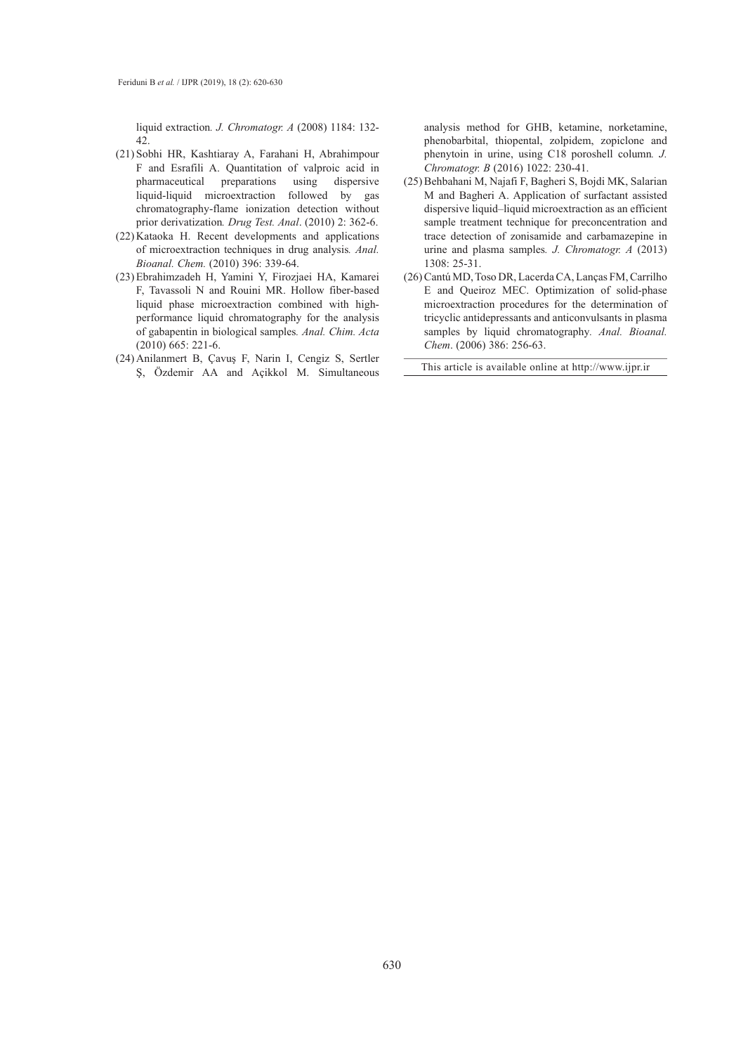liquid extraction. *J. Chromatogr. A* (2008) 1184: 132-42.

(21) Sobhi HR, Kashtiaray A, Farahani H, Abrahimpour F and Esrafili A. Quantitation of valproic acid in pharmaceutical preparations using dispersive liquid-liquid microextraction followed by gas chromatography-flame ionization detection without prior derivatization. *Drug Test. Anal*. (2010) 2: 362-6.

(22) Kataoka H. Recent developments and applications of microextraction techniques in drug analysis. *Anal. Bioanal. Chem.* (2010) 396: 339-64.

(23) Ebrahimzadeh H, Yamini Y, Firozjaei HA, Kamarei F, Tavassoli N and Rouini MR. Hollow fiber-based liquid phase microextraction combined with high-performance liquid chromatography for the analysis of gabapentin in biological samples. *Anal. Chim. Acta* (2010) 665: 221-6.

(24) Anilanmert B, Çavuş F, Narin I, Cengiz S, Sertler Ş, Özdemir AA and Açikkol M. Simultaneous analysis method for GHB, ketamine, norketamine, phenobarbital, thiopental, zolpidem, zopiclone and phenytoin in urine, using C18 poroshell column. *J. Chromatogr. B* (2016) 1022: 230-41.

(25) Behbahani M, Najafi F, Bagheri S, Bojdi MK, Salarian M and Bagheri A. Application of surfactant assisted dispersive liquid–liquid microextraction as an efficient sample treatment technique for preconcentration and trace detection of zonisamide and carbamazepine in urine and plasma samples. *J. Chromatogr. A* (2013) 1308: 25-31.

(26) Cantú MD, Toso DR, Lacerda CA, Lanças FM, Carrilho E and Queiroz MEC. Optimization of solid-phase microextraction procedures for the determination of tricyclic antidepressants and anticonvulsants in plasma samples by liquid chromatography. *Anal. Bioanal. Chem*. (2006) 386: 256-63.

This article is available online at http://www.ijpr.ir